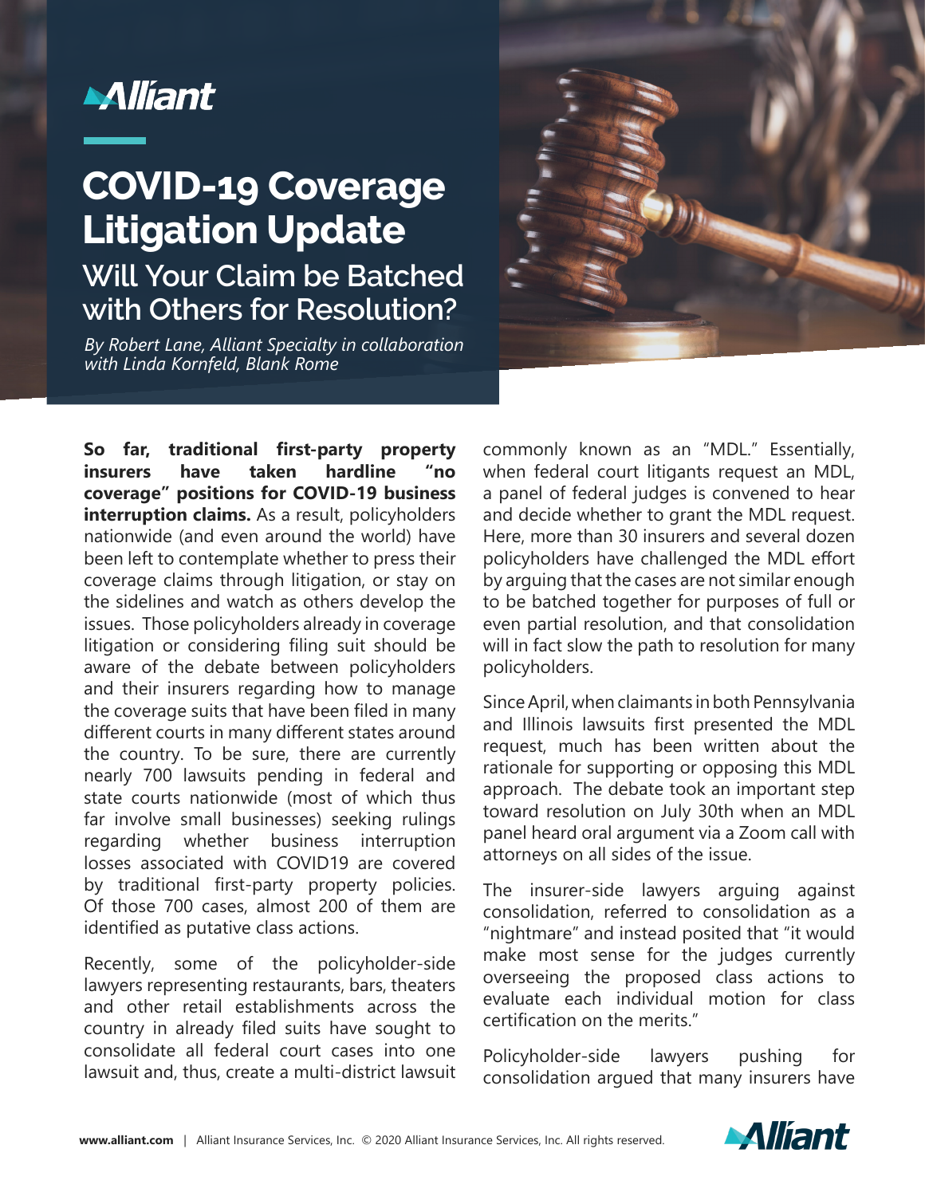# COVID-19 Coverage Litigation Update

## Will Your Claim be Batched with Others for Resolution?

*By Robert Lane, Alliant Specialty in collaboration with Linda Kornfeld, Blank Rome*

**So far, traditional first-party property insurers have taken hardline "no coverage" positions for COVID-19 business interruption claims.** As a result, policyholders nationwide (and even around the world) have been left to contemplate whether to press their coverage claims through litigation, or stay on the sidelines and watch as others develop the issues. Those policyholders already in coverage litigation or considering filing suit should be aware of the debate between policyholders and their insurers regarding how to manage the coverage suits that have been filed in many different courts in many different states around the country. To be sure, there are currently nearly 700 lawsuits pending in federal and state courts nationwide (most of which thus far involve small businesses) seeking rulings regarding whether business interruption losses associated with COVID19 are covered by traditional first-party property policies. Of those 700 cases, almost 200 of them are identified as putative class actions.

Recently, some of the policyholder-side lawyers representing restaurants, bars, theaters and other retail establishments across the country in already filed suits have sought to consolidate all federal court cases into one lawsuit and, thus, create a multi-district lawsuit commonly known as an "MDL." Essentially, when federal court litigants request an MDL, a panel of federal judges is convened to hear and decide whether to grant the MDL request. Here, more than 30 insurers and several dozen policyholders have challenged the MDL effort by arguing that the cases are not similar enough to be batched together for purposes of full or even partial resolution, and that consolidation will in fact slow the path to resolution for many policyholders.

Since April, when claimants in both Pennsylvania and Illinois lawsuits first presented the MDL request, much has been written about the rationale for supporting or opposing this MDL approach. The debate took an important step toward resolution on July 30th when an MDL panel heard oral argument via a Zoom call with attorneys on all sides of the issue.

The insurer-side lawyers arguing against consolidation, referred to consolidation as a "nightmare" and instead posited that "it would make most sense for the judges currently overseeing the proposed class actions to evaluate each individual motion for class certification on the merits."

Policyholder-side lawyers pushing for consolidation argued that many insurers have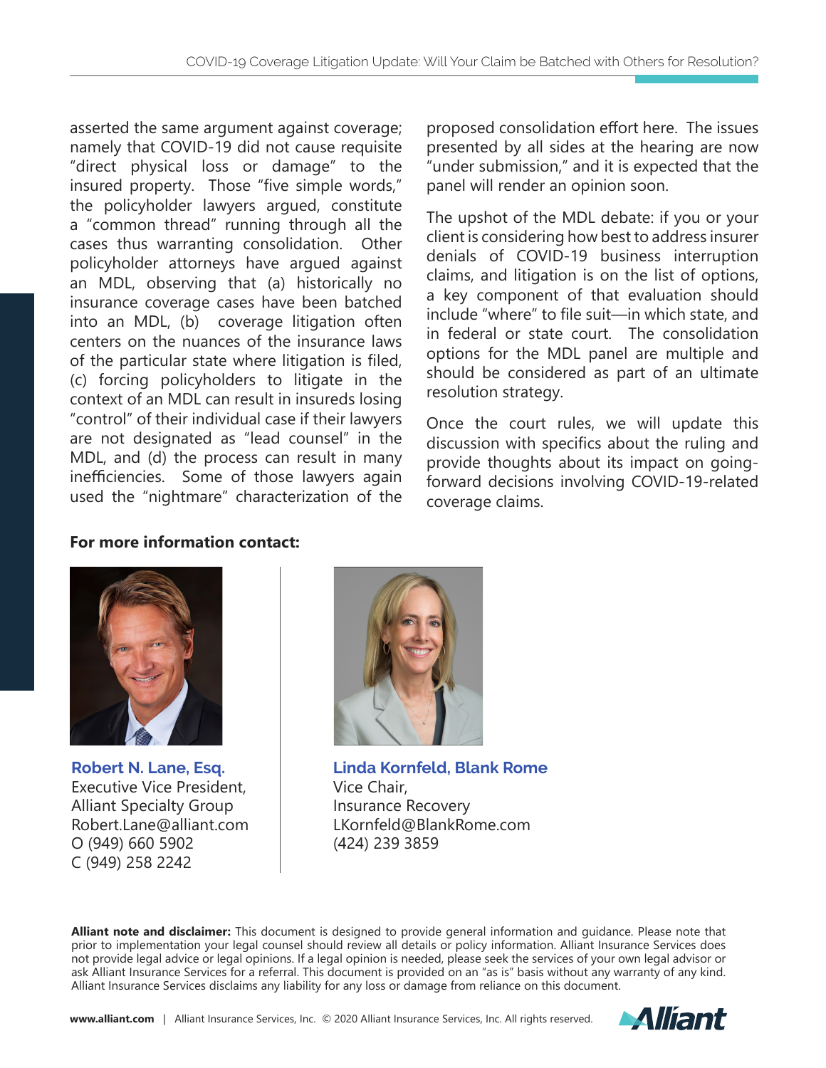asserted the same argument against coverage; namely that COVID-19 did not cause requisite "direct physical loss or damage" to the insured property. Those "five simple words," the policyholder lawyers argued, constitute a "common thread" running through all the cases thus warranting consolidation. Other policyholder attorneys have argued against an MDL, observing that (a) historically no insurance coverage cases have been batched into an MDL, (b) coverage litigation often centers on the nuances of the insurance laws of the particular state where litigation is filed, (c) forcing policyholders to litigate in the context of an MDL can result in insureds losing "control" of their individual case if their lawyers are not designated as "lead counsel" in the MDL, and (d) the process can result in many inefficiencies. Some of those lawyers again used the "nightmare" characterization of the proposed consolidation effort here. The issues presented by all sides at the hearing are now "under submission," and it is expected that the panel will render an opinion soon.

The upshot of the MDL debate: if you or your client is considering how best to address insurer denials of COVID-19 business interruption claims, and litigation is on the list of options, a key component of that evaluation should include "where" to file suit—in which state, and in federal or state court. The consolidation options for the MDL panel are multiple and should be considered as part of an ultimate resolution strategy.

Once the court rules, we will update this discussion with specifics about the ruling and provide thoughts about its impact on going-forward decisions involving COVID-19-related coverage claims.

**For more information contact:**

**Robert N. Lane, Esq.**
Executive Vice President,
Alliant Specialty Group
Robert.Lane@alliant.com
O (949) 660 5902
C (949) 258 2242

**Linda Kornfeld, Blank Rome**
Vice Chair,
Insurance Recovery
LKornfeld@BlankRome.com
(424) 239 3859

**Alliant note and disclaimer:** This document is designed to provide general information and guidance. Please note that prior to implementation your legal counsel should review all details or policy information. Alliant Insurance Services does not provide legal advice or legal opinions. If a legal opinion is needed, please seek the services of your own legal advisor or ask Alliant Insurance Services for a referral. This document is provided on an "as is" basis without any warranty of any kind. Alliant Insurance Services disclaims any liability for any loss or damage from reliance on this document.

**www.alliant.com** | Alliant Insurance Services, Inc. © 2020 Alliant Insurance Services, Inc. All rights reserved.